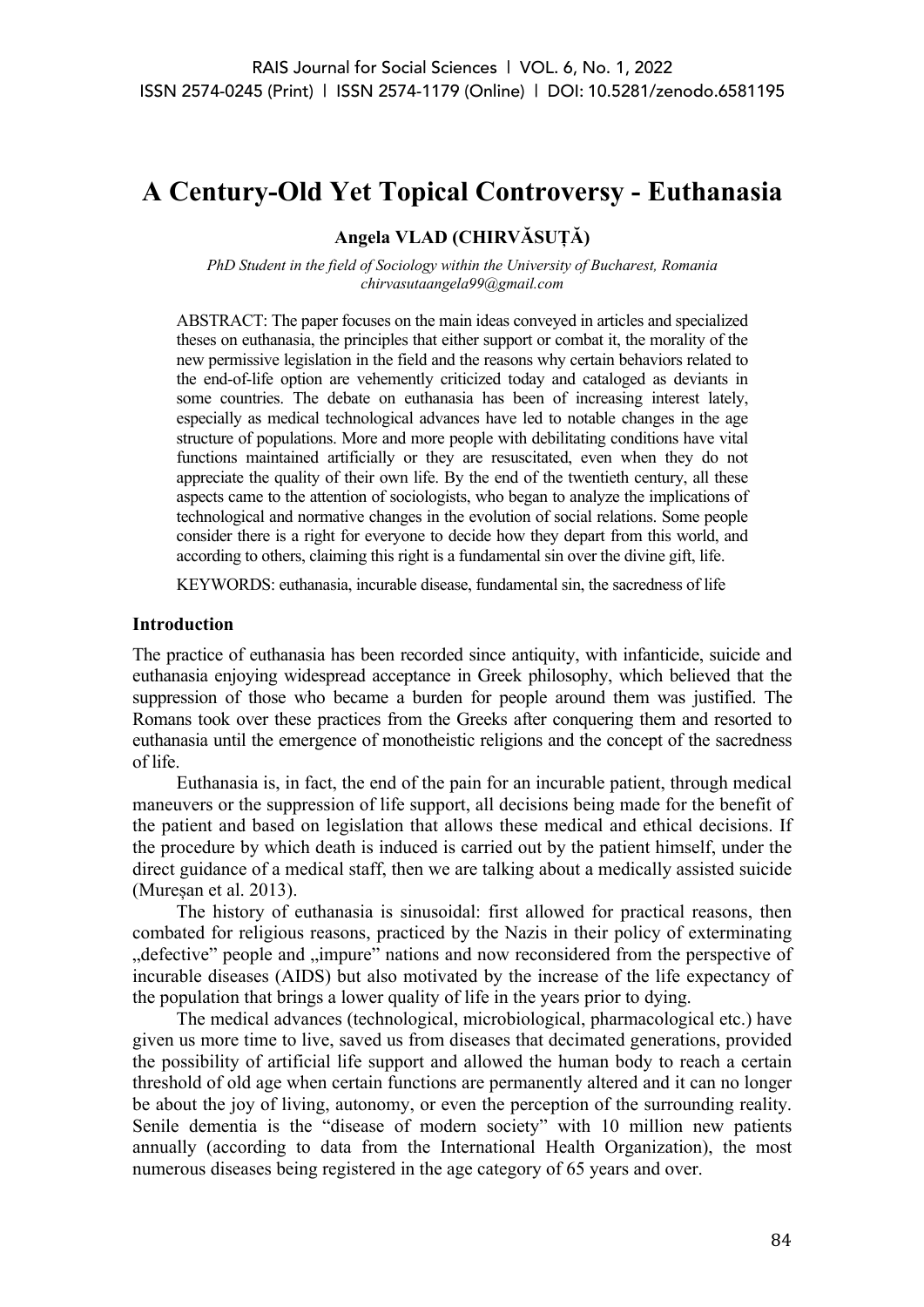# A Century-Old Yet Topical Controversy - Euthanasia

**Angela VLAD (CHIRVĂSUȚĂ)**

*PhD Student in the field of Sociology within the University of Bucharest, Romania*
*chirvasutaangela99@gmail.com*

ABSTRACT: The paper focuses on the main ideas conveyed in articles and specialized theses on euthanasia, the principles that either support or combat it, the morality of the new permissive legislation in the field and the reasons why certain behaviors related to the end-of-life option are vehemently criticized today and cataloged as deviants in some countries. The debate on euthanasia has been of increasing interest lately, especially as medical technological advances have led to notable changes in the age structure of populations. More and more people with debilitating conditions have vital functions maintained artificially or they are resuscitated, even when they do not appreciate the quality of their own life. By the end of the twentieth century, all these aspects came to the attention of sociologists, who began to analyze the implications of technological and normative changes in the evolution of social relations. Some people consider there is a right for everyone to decide how they depart from this world, and according to others, claiming this right is a fundamental sin over the divine gift, life.

KEYWORDS: euthanasia, incurable disease, fundamental sin, the sacredness of life

## Introduction

The practice of euthanasia has been recorded since antiquity, with infanticide, suicide and euthanasia enjoying widespread acceptance in Greek philosophy, which believed that the suppression of those who became a burden for people around them was justified. The Romans took over these practices from the Greeks after conquering them and resorted to euthanasia until the emergence of monotheistic religions and the concept of the sacredness of life.

Euthanasia is, in fact, the end of the pain for an incurable patient, through medical maneuvers or the suppression of life support, all decisions being made for the benefit of the patient and based on legislation that allows these medical and ethical decisions. If the procedure by which death is induced is carried out by the patient himself, under the direct guidance of a medical staff, then we are talking about a medically assisted suicide (Mureșan et al. 2013).

The history of euthanasia is sinusoidal: first allowed for practical reasons, then combated for religious reasons, practiced by the Nazis in their policy of exterminating „defective" people and „impure" nations and now reconsidered from the perspective of incurable diseases (AIDS) but also motivated by the increase of the life expectancy of the population that brings a lower quality of life in the years prior to dying.

The medical advances (technological, microbiological, pharmacological etc.) have given us more time to live, saved us from diseases that decimated generations, provided the possibility of artificial life support and allowed the human body to reach a certain threshold of old age when certain functions are permanently altered and it can no longer be about the joy of living, autonomy, or even the perception of the surrounding reality. Senile dementia is the "disease of modern society" with 10 million new patients annually (according to data from the International Health Organization), the most numerous diseases being registered in the age category of 65 years and over.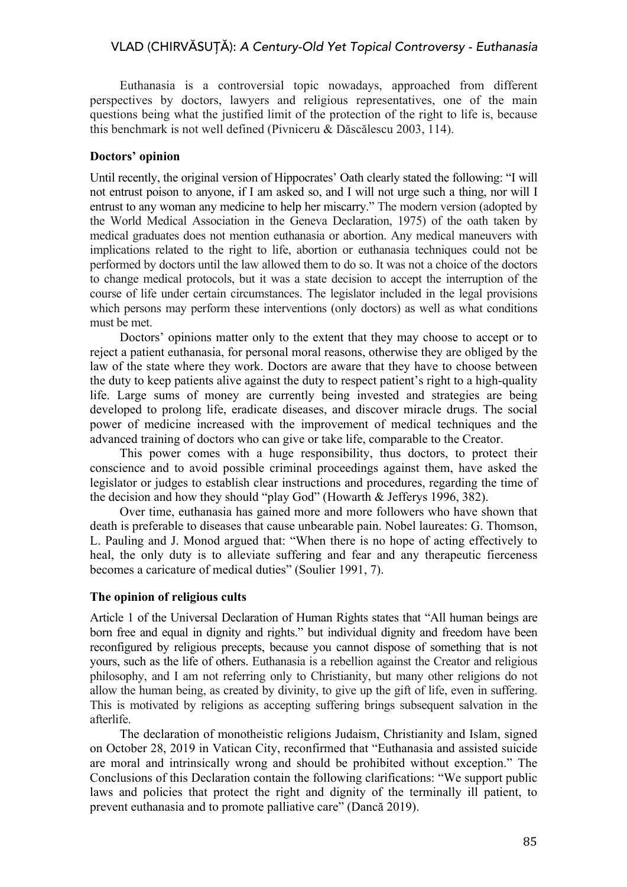Euthanasia is a controversial topic nowadays, approached from different perspectives by doctors, lawyers and religious representatives, one of the main questions being what the justified limit of the protection of the right to life is, because this benchmark is not well defined (Pivniceru & Dăscălescu 2003, 114).

### Doctors' opinion

Until recently, the original version of Hippocrates' Oath clearly stated the following: "I will not entrust poison to anyone, if I am asked so, and I will not urge such a thing, nor will I entrust to any woman any medicine to help her miscarry." The modern version (adopted by the World Medical Association in the Geneva Declaration, 1975) of the oath taken by medical graduates does not mention euthanasia or abortion. Any medical maneuvers with implications related to the right to life, abortion or euthanasia techniques could not be performed by doctors until the law allowed them to do so. It was not a choice of the doctors to change medical protocols, but it was a state decision to accept the interruption of the course of life under certain circumstances. The legislator included in the legal provisions which persons may perform these interventions (only doctors) as well as what conditions must be met.

Doctors' opinions matter only to the extent that they may choose to accept or to reject a patient euthanasia, for personal moral reasons, otherwise they are obliged by the law of the state where they work. Doctors are aware that they have to choose between the duty to keep patients alive against the duty to respect patient's right to a high-quality life. Large sums of money are currently being invested and strategies are being developed to prolong life, eradicate diseases, and discover miracle drugs. The social power of medicine increased with the improvement of medical techniques and the advanced training of doctors who can give or take life, comparable to the Creator.

This power comes with a huge responsibility, thus doctors, to protect their conscience and to avoid possible criminal proceedings against them, have asked the legislator or judges to establish clear instructions and procedures, regarding the time of the decision and how they should "play God" (Howarth & Jefferys 1996, 382).

Over time, euthanasia has gained more and more followers who have shown that death is preferable to diseases that cause unbearable pain. Nobel laureates: G. Thomson, L. Pauling and J. Monod argued that: "When there is no hope of acting effectively to heal, the only duty is to alleviate suffering and fear and any therapeutic fierceness becomes a caricature of medical duties" (Soulier 1991, 7).

### The opinion of religious cults

Article 1 of the Universal Declaration of Human Rights states that "All human beings are born free and equal in dignity and rights." but individual dignity and freedom have been reconfigured by religious precepts, because you cannot dispose of something that is not yours, such as the life of others. Euthanasia is a rebellion against the Creator and religious philosophy, and I am not referring only to Christianity, but many other religions do not allow the human being, as created by divinity, to give up the gift of life, even in suffering. This is motivated by religions as accepting suffering brings subsequent salvation in the afterlife.

The declaration of monotheistic religions Judaism, Christianity and Islam, signed on October 28, 2019 in Vatican City, reconfirmed that "Euthanasia and assisted suicide are moral and intrinsically wrong and should be prohibited without exception." The Conclusions of this Declaration contain the following clarifications: "We support public laws and policies that protect the right and dignity of the terminally ill patient, to prevent euthanasia and to promote palliative care" (Dancă 2019).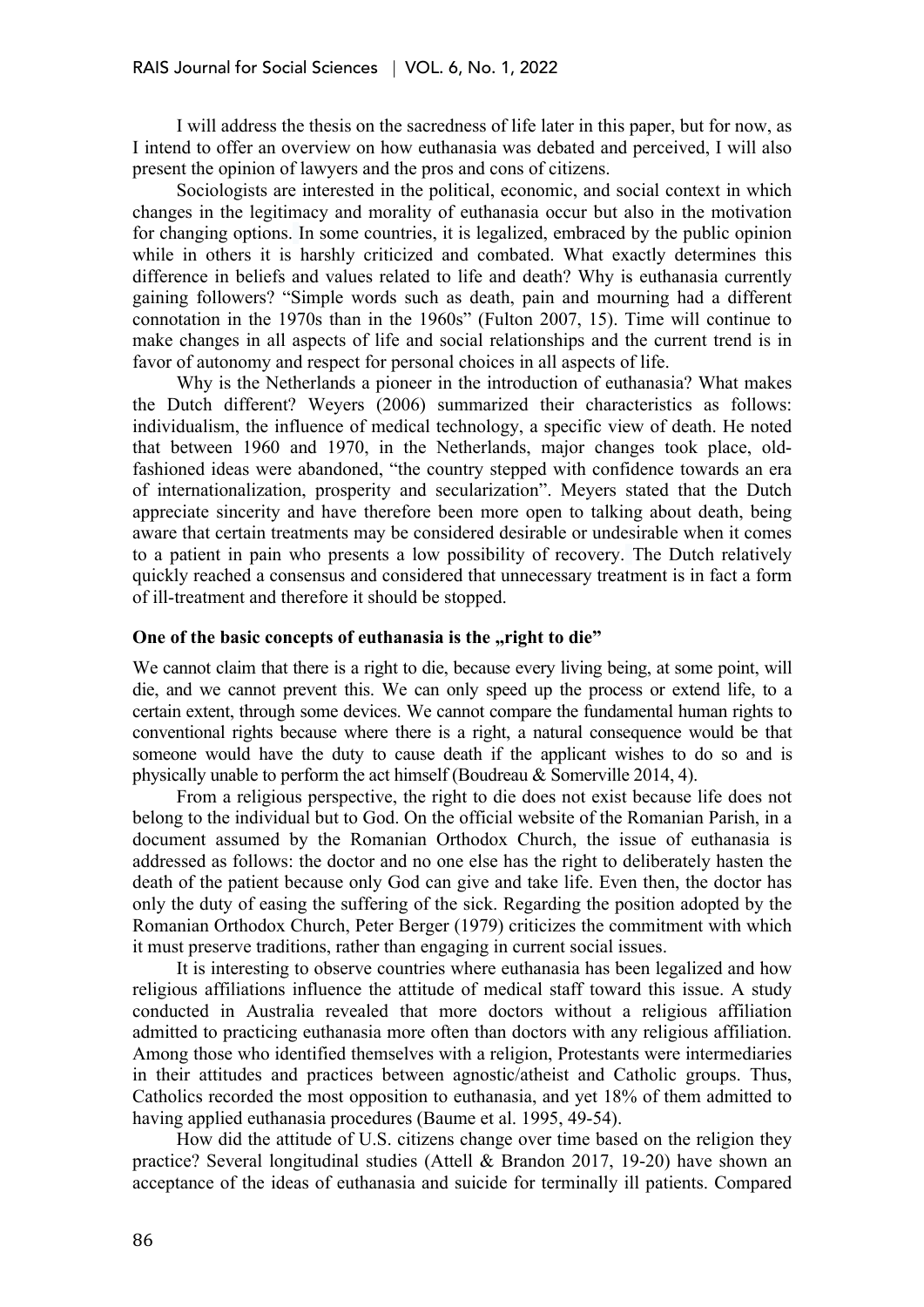I will address the thesis on the sacredness of life later in this paper, but for now, as I intend to offer an overview on how euthanasia was debated and perceived, I will also present the opinion of lawyers and the pros and cons of citizens.

Sociologists are interested in the political, economic, and social context in which changes in the legitimacy and morality of euthanasia occur but also in the motivation for changing options. In some countries, it is legalized, embraced by the public opinion while in others it is harshly criticized and combated. What exactly determines this difference in beliefs and values related to life and death? Why is euthanasia currently gaining followers? "Simple words such as death, pain and mourning had a different connotation in the 1970s than in the 1960s" (Fulton 2007, 15). Time will continue to make changes in all aspects of life and social relationships and the current trend is in favor of autonomy and respect for personal choices in all aspects of life.

Why is the Netherlands a pioneer in the introduction of euthanasia? What makes the Dutch different? Weyers (2006) summarized their characteristics as follows: individualism, the influence of medical technology, a specific view of death. He noted that between 1960 and 1970, in the Netherlands, major changes took place, old-fashioned ideas were abandoned, "the country stepped with confidence towards an era of internationalization, prosperity and secularization". Meyers stated that the Dutch appreciate sincerity and have therefore been more open to talking about death, being aware that certain treatments may be considered desirable or undesirable when it comes to a patient in pain who presents a low possibility of recovery. The Dutch relatively quickly reached a consensus and considered that unnecessary treatment is in fact a form of ill-treatment and therefore it should be stopped.

**One of the basic concepts of euthanasia is the „right to die"**

We cannot claim that there is a right to die, because every living being, at some point, will die, and we cannot prevent this. We can only speed up the process or extend life, to a certain extent, through some devices. We cannot compare the fundamental human rights to conventional rights because where there is a right, a natural consequence would be that someone would have the duty to cause death if the applicant wishes to do so and is physically unable to perform the act himself (Boudreau & Somerville 2014, 4).

From a religious perspective, the right to die does not exist because life does not belong to the individual but to God. On the official website of the Romanian Parish, in a document assumed by the Romanian Orthodox Church, the issue of euthanasia is addressed as follows: the doctor and no one else has the right to deliberately hasten the death of the patient because only God can give and take life. Even then, the doctor has only the duty of easing the suffering of the sick. Regarding the position adopted by the Romanian Orthodox Church, Peter Berger (1979) criticizes the commitment with which it must preserve traditions, rather than engaging in current social issues.

It is interesting to observe countries where euthanasia has been legalized and how religious affiliations influence the attitude of medical staff toward this issue. A study conducted in Australia revealed that more doctors without a religious affiliation admitted to practicing euthanasia more often than doctors with any religious affiliation. Among those who identified themselves with a religion, Protestants were intermediaries in their attitudes and practices between agnostic/atheist and Catholic groups. Thus, Catholics recorded the most opposition to euthanasia, and yet 18% of them admitted to having applied euthanasia procedures (Baume et al. 1995, 49-54).

How did the attitude of U.S. citizens change over time based on the religion they practice? Several longitudinal studies (Attell & Brandon 2017, 19-20) have shown an acceptance of the ideas of euthanasia and suicide for terminally ill patients. Compared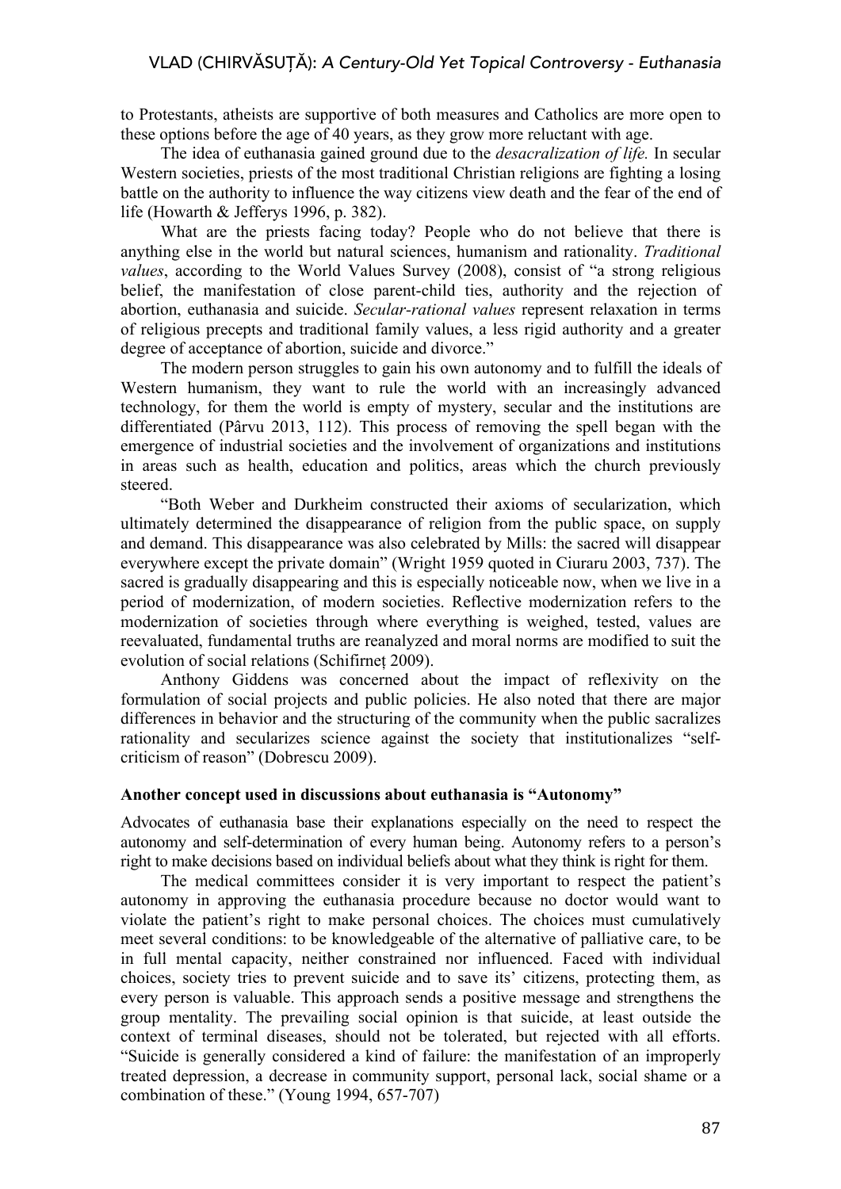to Protestants, atheists are supportive of both measures and Catholics are more open to these options before the age of 40 years, as they grow more reluctant with age.

The idea of euthanasia gained ground due to the *desacralization of life.* In secular Western societies, priests of the most traditional Christian religions are fighting a losing battle on the authority to influence the way citizens view death and the fear of the end of life (Howarth & Jefferys 1996, p. 382).

What are the priests facing today? People who do not believe that there is anything else in the world but natural sciences, humanism and rationality. *Traditional values*, according to the World Values Survey (2008), consist of "a strong religious belief, the manifestation of close parent-child ties, authority and the rejection of abortion, euthanasia and suicide. *Secular-rational values* represent relaxation in terms of religious precepts and traditional family values, a less rigid authority and a greater degree of acceptance of abortion, suicide and divorce."

The modern person struggles to gain his own autonomy and to fulfill the ideals of Western humanism, they want to rule the world with an increasingly advanced technology, for them the world is empty of mystery, secular and the institutions are differentiated (Pârvu 2013, 112). This process of removing the spell began with the emergence of industrial societies and the involvement of organizations and institutions in areas such as health, education and politics, areas which the church previously steered.

"Both Weber and Durkheim constructed their axioms of secularization, which ultimately determined the disappearance of religion from the public space, on supply and demand. This disappearance was also celebrated by Mills: the sacred will disappear everywhere except the private domain" (Wright 1959 quoted in Ciuraru 2003, 737). The sacred is gradually disappearing and this is especially noticeable now, when we live in a period of modernization, of modern societies. Reflective modernization refers to the modernization of societies through where everything is weighed, tested, values are reevaluated, fundamental truths are reanalyzed and moral norms are modified to suit the evolution of social relations (Schifirneț 2009).

Anthony Giddens was concerned about the impact of reflexivity on the formulation of social projects and public policies. He also noted that there are major differences in behavior and the structuring of the community when the public sacralizes rationality and secularizes science against the society that institutionalizes "self-criticism of reason" (Dobrescu 2009).

**Another concept used in discussions about euthanasia is "Autonomy"**

Advocates of euthanasia base their explanations especially on the need to respect the autonomy and self-determination of every human being. Autonomy refers to a person's right to make decisions based on individual beliefs about what they think is right for them.

The medical committees consider it is very important to respect the patient's autonomy in approving the euthanasia procedure because no doctor would want to violate the patient's right to make personal choices. The choices must cumulatively meet several conditions: to be knowledgeable of the alternative of palliative care, to be in full mental capacity, neither constrained nor influenced. Faced with individual choices, society tries to prevent suicide and to save its' citizens, protecting them, as every person is valuable. This approach sends a positive message and strengthens the group mentality. The prevailing social opinion is that suicide, at least outside the context of terminal diseases, should not be tolerated, but rejected with all efforts. "Suicide is generally considered a kind of failure: the manifestation of an improperly treated depression, a decrease in community support, personal lack, social shame or a combination of these." (Young 1994, 657-707)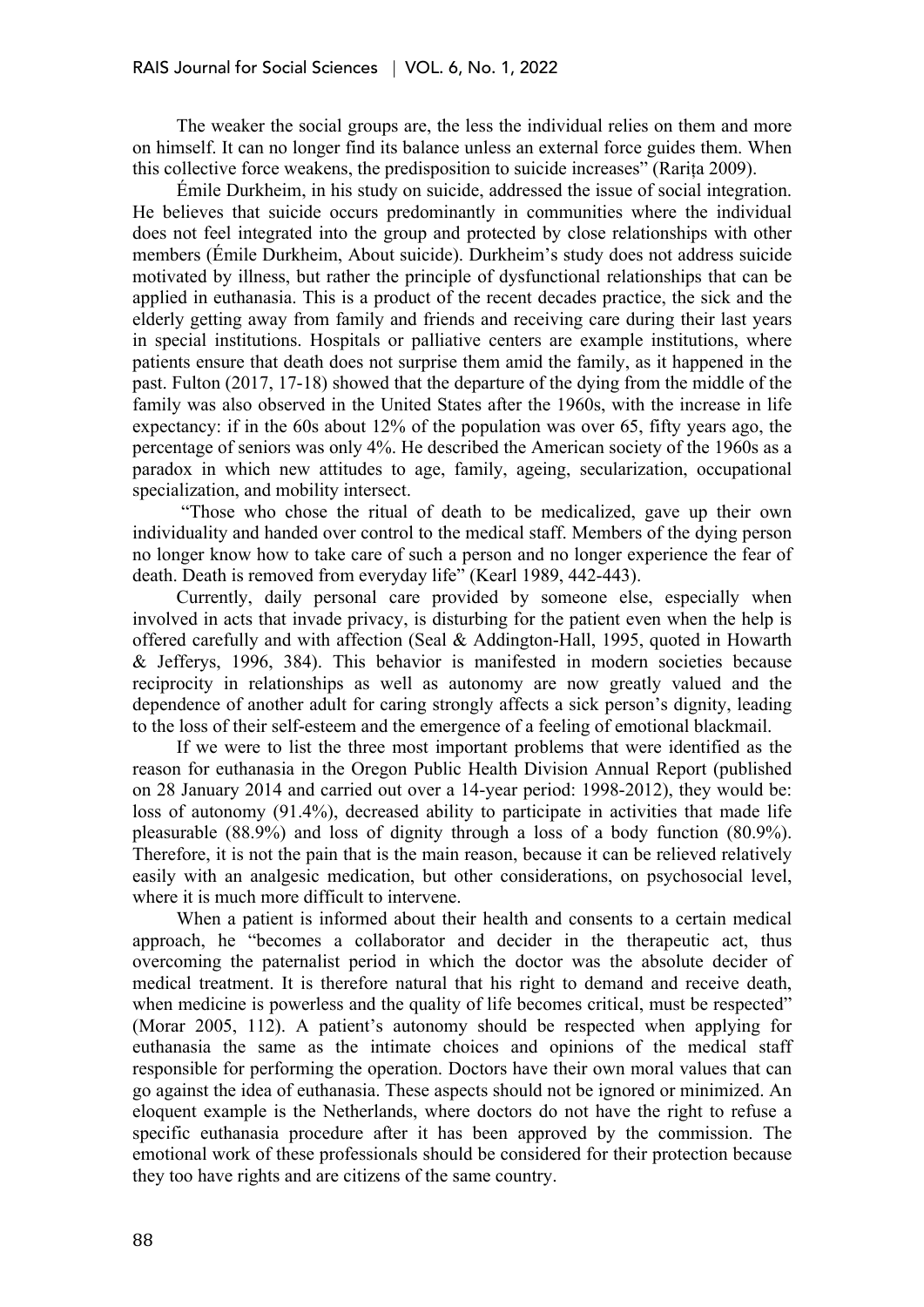The weaker the social groups are, the less the individual relies on them and more on himself. It can no longer find its balance unless an external force guides them. When this collective force weakens, the predisposition to suicide increases" (Rarița 2009).

Émile Durkheim, in his study on suicide, addressed the issue of social integration. He believes that suicide occurs predominantly in communities where the individual does not feel integrated into the group and protected by close relationships with other members (Émile Durkheim, About suicide). Durkheim's study does not address suicide motivated by illness, but rather the principle of dysfunctional relationships that can be applied in euthanasia. This is a product of the recent decades practice, the sick and the elderly getting away from family and friends and receiving care during their last years in special institutions. Hospitals or palliative centers are example institutions, where patients ensure that death does not surprise them amid the family, as it happened in the past. Fulton (2017, 17-18) showed that the departure of the dying from the middle of the family was also observed in the United States after the 1960s, with the increase in life expectancy: if in the 60s about 12% of the population was over 65, fifty years ago, the percentage of seniors was only 4%. He described the American society of the 1960s as a paradox in which new attitudes to age, family, ageing, secularization, occupational specialization, and mobility intersect.

"Those who chose the ritual of death to be medicalized, gave up their own individuality and handed over control to the medical staff. Members of the dying person no longer know how to take care of such a person and no longer experience the fear of death. Death is removed from everyday life" (Kearl 1989, 442-443).

Currently, daily personal care provided by someone else, especially when involved in acts that invade privacy, is disturbing for the patient even when the help is offered carefully and with affection (Seal & Addington-Hall, 1995, quoted in Howarth & Jefferys, 1996, 384). This behavior is manifested in modern societies because reciprocity in relationships as well as autonomy are now greatly valued and the dependence of another adult for caring strongly affects a sick person's dignity, leading to the loss of their self-esteem and the emergence of a feeling of emotional blackmail.

If we were to list the three most important problems that were identified as the reason for euthanasia in the Oregon Public Health Division Annual Report (published on 28 January 2014 and carried out over a 14-year period: 1998-2012), they would be: loss of autonomy (91.4%), decreased ability to participate in activities that made life pleasurable (88.9%) and loss of dignity through a loss of a body function (80.9%). Therefore, it is not the pain that is the main reason, because it can be relieved relatively easily with an analgesic medication, but other considerations, on psychosocial level, where it is much more difficult to intervene.

When a patient is informed about their health and consents to a certain medical approach, he "becomes a collaborator and decider in the therapeutic act, thus overcoming the paternalist period in which the doctor was the absolute decider of medical treatment. It is therefore natural that his right to demand and receive death, when medicine is powerless and the quality of life becomes critical, must be respected" (Morar 2005, 112). A patient's autonomy should be respected when applying for euthanasia the same as the intimate choices and opinions of the medical staff responsible for performing the operation. Doctors have their own moral values that can go against the idea of euthanasia. These aspects should not be ignored or minimized. An eloquent example is the Netherlands, where doctors do not have the right to refuse a specific euthanasia procedure after it has been approved by the commission. The emotional work of these professionals should be considered for their protection because they too have rights and are citizens of the same country.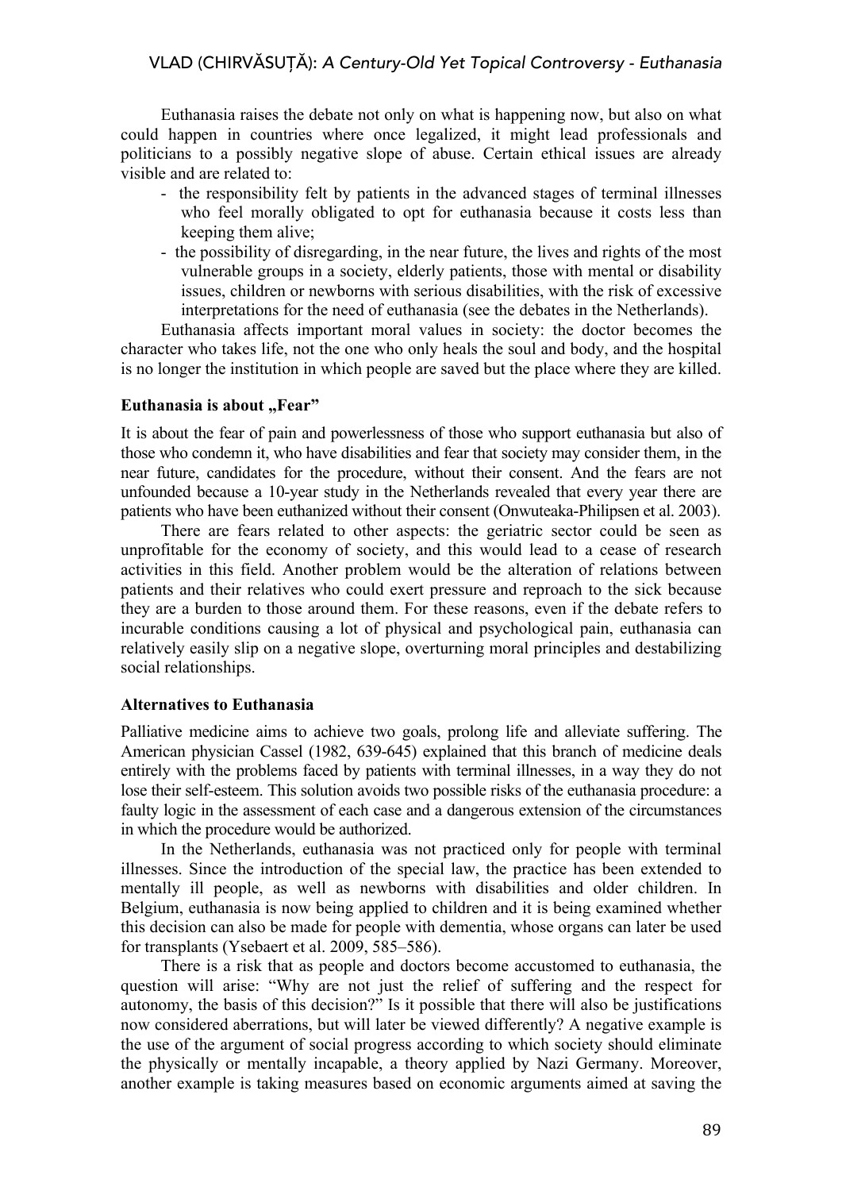Euthanasia raises the debate not only on what is happening now, but also on what could happen in countries where once legalized, it might lead professionals and politicians to a possibly negative slope of abuse. Certain ethical issues are already visible and are related to:

- the responsibility felt by patients in the advanced stages of terminal illnesses who feel morally obligated to opt for euthanasia because it costs less than keeping them alive;
- the possibility of disregarding, in the near future, the lives and rights of the most vulnerable groups in a society, elderly patients, those with mental or disability issues, children or newborns with serious disabilities, with the risk of excessive interpretations for the need of euthanasia (see the debates in the Netherlands).

Euthanasia affects important moral values in society: the doctor becomes the character who takes life, not the one who only heals the soul and body, and the hospital is no longer the institution in which people are saved but the place where they are killed.

**Euthanasia is about „Fear"**

It is about the fear of pain and powerlessness of those who support euthanasia but also of those who condemn it, who have disabilities and fear that society may consider them, in the near future, candidates for the procedure, without their consent. And the fears are not unfounded because a 10-year study in the Netherlands revealed that every year there are patients who have been euthanized without their consent (Onwuteaka-Philipsen et al. 2003).

There are fears related to other aspects: the geriatric sector could be seen as unprofitable for the economy of society, and this would lead to a cease of research activities in this field. Another problem would be the alteration of relations between patients and their relatives who could exert pressure and reproach to the sick because they are a burden to those around them. For these reasons, even if the debate refers to incurable conditions causing a lot of physical and psychological pain, euthanasia can relatively easily slip on a negative slope, overturning moral principles and destabilizing social relationships.

**Alternatives to Euthanasia**

Palliative medicine aims to achieve two goals, prolong life and alleviate suffering. The American physician Cassel (1982, 639-645) explained that this branch of medicine deals entirely with the problems faced by patients with terminal illnesses, in a way they do not lose their self-esteem. This solution avoids two possible risks of the euthanasia procedure: a faulty logic in the assessment of each case and a dangerous extension of the circumstances in which the procedure would be authorized.

In the Netherlands, euthanasia was not practiced only for people with terminal illnesses. Since the introduction of the special law, the practice has been extended to mentally ill people, as well as newborns with disabilities and older children. In Belgium, euthanasia is now being applied to children and it is being examined whether this decision can also be made for people with dementia, whose organs can later be used for transplants (Ysebaert et al. 2009, 585–586).

There is a risk that as people and doctors become accustomed to euthanasia, the question will arise: "Why are not just the relief of suffering and the respect for autonomy, the basis of this decision?" Is it possible that there will also be justifications now considered aberrations, but will later be viewed differently? A negative example is the use of the argument of social progress according to which society should eliminate the physically or mentally incapable, a theory applied by Nazi Germany. Moreover, another example is taking measures based on economic arguments aimed at saving the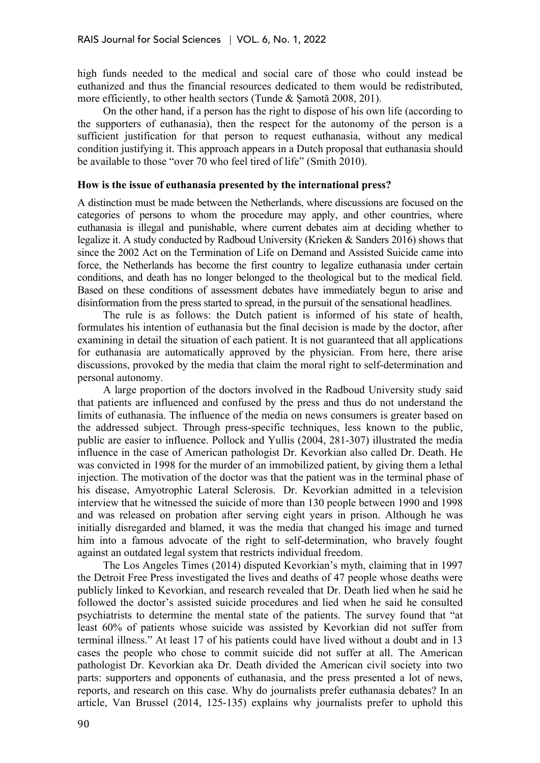high funds needed to the medical and social care of those who could instead be euthanized and thus the financial resources dedicated to them would be redistributed, more efficiently, to other health sectors (Tunde & Șamotă 2008, 201).

On the other hand, if a person has the right to dispose of his own life (according to the supporters of euthanasia), then the respect for the autonomy of the person is a sufficient justification for that person to request euthanasia, without any medical condition justifying it. This approach appears in a Dutch proposal that euthanasia should be available to those "over 70 who feel tired of life" (Smith 2010).

### How is the issue of euthanasia presented by the international press?

A distinction must be made between the Netherlands, where discussions are focused on the categories of persons to whom the procedure may apply, and other countries, where euthanasia is illegal and punishable, where current debates aim at deciding whether to legalize it. A study conducted by Radboud University (Krieken & Sanders 2016) shows that since the 2002 Act on the Termination of Life on Demand and Assisted Suicide came into force, the Netherlands has become the first country to legalize euthanasia under certain conditions, and death has no longer belonged to the theological but to the medical field. Based on these conditions of assessment debates have immediately begun to arise and disinformation from the press started to spread, in the pursuit of the sensational headlines.

The rule is as follows: the Dutch patient is informed of his state of health, formulates his intention of euthanasia but the final decision is made by the doctor, after examining in detail the situation of each patient. It is not guaranteed that all applications for euthanasia are automatically approved by the physician. From here, there arise discussions, provoked by the media that claim the moral right to self-determination and personal autonomy.

A large proportion of the doctors involved in the Radboud University study said that patients are influenced and confused by the press and thus do not understand the limits of euthanasia. The influence of the media on news consumers is greater based on the addressed subject. Through press-specific techniques, less known to the public, public are easier to influence. Pollock and Yullis (2004, 281-307) illustrated the media influence in the case of American pathologist Dr. Kevorkian also called Dr. Death. He was convicted in 1998 for the murder of an immobilized patient, by giving them a lethal injection. The motivation of the doctor was that the patient was in the terminal phase of his disease, Amyotrophic Lateral Sclerosis. Dr. Kevorkian admitted in a television interview that he witnessed the suicide of more than 130 people between 1990 and 1998 and was released on probation after serving eight years in prison. Although he was initially disregarded and blamed, it was the media that changed his image and turned him into a famous advocate of the right to self-determination, who bravely fought against an outdated legal system that restricts individual freedom.

The Los Angeles Times (2014) disputed Kevorkian's myth, claiming that in 1997 the Detroit Free Press investigated the lives and deaths of 47 people whose deaths were publicly linked to Kevorkian, and research revealed that Dr. Death lied when he said he followed the doctor's assisted suicide procedures and lied when he said he consulted psychiatrists to determine the mental state of the patients. The survey found that "at least 60% of patients whose suicide was assisted by Kevorkian did not suffer from terminal illness." At least 17 of his patients could have lived without a doubt and in 13 cases the people who chose to commit suicide did not suffer at all. The American pathologist Dr. Kevorkian aka Dr. Death divided the American civil society into two parts: supporters and opponents of euthanasia, and the press presented a lot of news, reports, and research on this case. Why do journalists prefer euthanasia debates? In an article, Van Brussel (2014, 125-135) explains why journalists prefer to uphold this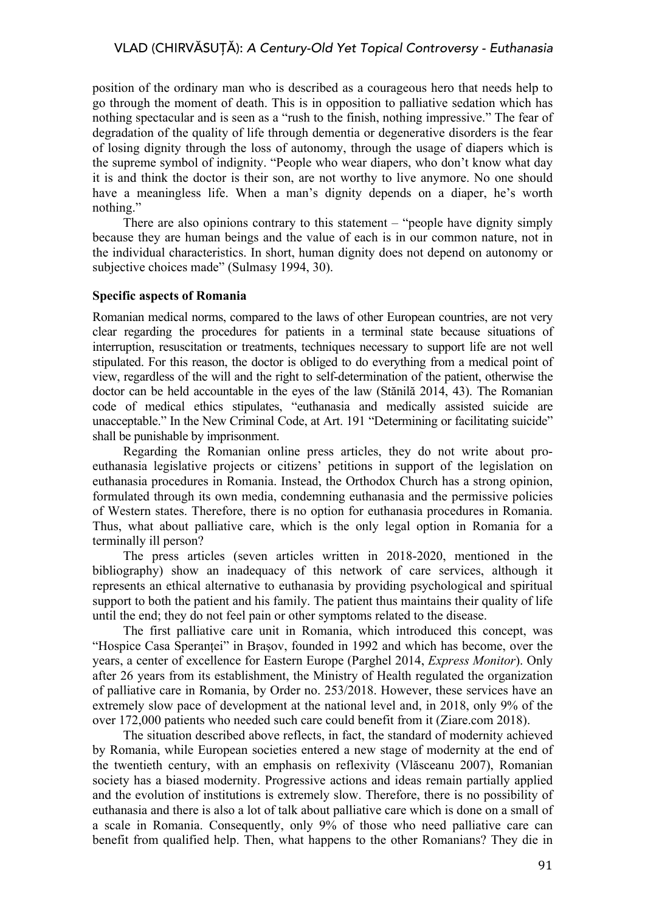position of the ordinary man who is described as a courageous hero that needs help to go through the moment of death. This is in opposition to palliative sedation which has nothing spectacular and is seen as a "rush to the finish, nothing impressive." The fear of degradation of the quality of life through dementia or degenerative disorders is the fear of losing dignity through the loss of autonomy, through the usage of diapers which is the supreme symbol of indignity. "People who wear diapers, who don't know what day it is and think the doctor is their son, are not worthy to live anymore. No one should have a meaningless life. When a man's dignity depends on a diaper, he's worth nothing."

There are also opinions contrary to this statement – "people have dignity simply because they are human beings and the value of each is in our common nature, not in the individual characteristics. In short, human dignity does not depend on autonomy or subjective choices made" (Sulmasy 1994, 30).

**Specific aspects of Romania**

Romanian medical norms, compared to the laws of other European countries, are not very clear regarding the procedures for patients in a terminal state because situations of interruption, resuscitation or treatments, techniques necessary to support life are not well stipulated. For this reason, the doctor is obliged to do everything from a medical point of view, regardless of the will and the right to self-determination of the patient, otherwise the doctor can be held accountable in the eyes of the law (Stănilă 2014, 43). The Romanian code of medical ethics stipulates, "euthanasia and medically assisted suicide are unacceptable." In the New Criminal Code, at Art. 191 "Determining or facilitating suicide" shall be punishable by imprisonment.

Regarding the Romanian online press articles, they do not write about pro-euthanasia legislative projects or citizens' petitions in support of the legislation on euthanasia procedures in Romania. Instead, the Orthodox Church has a strong opinion, formulated through its own media, condemning euthanasia and the permissive policies of Western states. Therefore, there is no option for euthanasia procedures in Romania. Thus, what about palliative care, which is the only legal option in Romania for a terminally ill person?

The press articles (seven articles written in 2018-2020, mentioned in the bibliography) show an inadequacy of this network of care services, although it represents an ethical alternative to euthanasia by providing psychological and spiritual support to both the patient and his family. The patient thus maintains their quality of life until the end; they do not feel pain or other symptoms related to the disease.

The first palliative care unit in Romania, which introduced this concept, was "Hospice Casa Speranței" in Brașov, founded in 1992 and which has become, over the years, a center of excellence for Eastern Europe (Parghel 2014, *Express Monitor*). Only after 26 years from its establishment, the Ministry of Health regulated the organization of palliative care in Romania, by Order no. 253/2018. However, these services have an extremely slow pace of development at the national level and, in 2018, only 9% of the over 172,000 patients who needed such care could benefit from it (Ziare.com 2018).

The situation described above reflects, in fact, the standard of modernity achieved by Romania, while European societies entered a new stage of modernity at the end of the twentieth century, with an emphasis on reflexivity (Vlăsceanu 2007), Romanian society has a biased modernity. Progressive actions and ideas remain partially applied and the evolution of institutions is extremely slow. Therefore, there is no possibility of euthanasia and there is also a lot of talk about palliative care which is done on a small of a scale in Romania. Consequently, only 9% of those who need palliative care can benefit from qualified help. Then, what happens to the other Romanians? They die in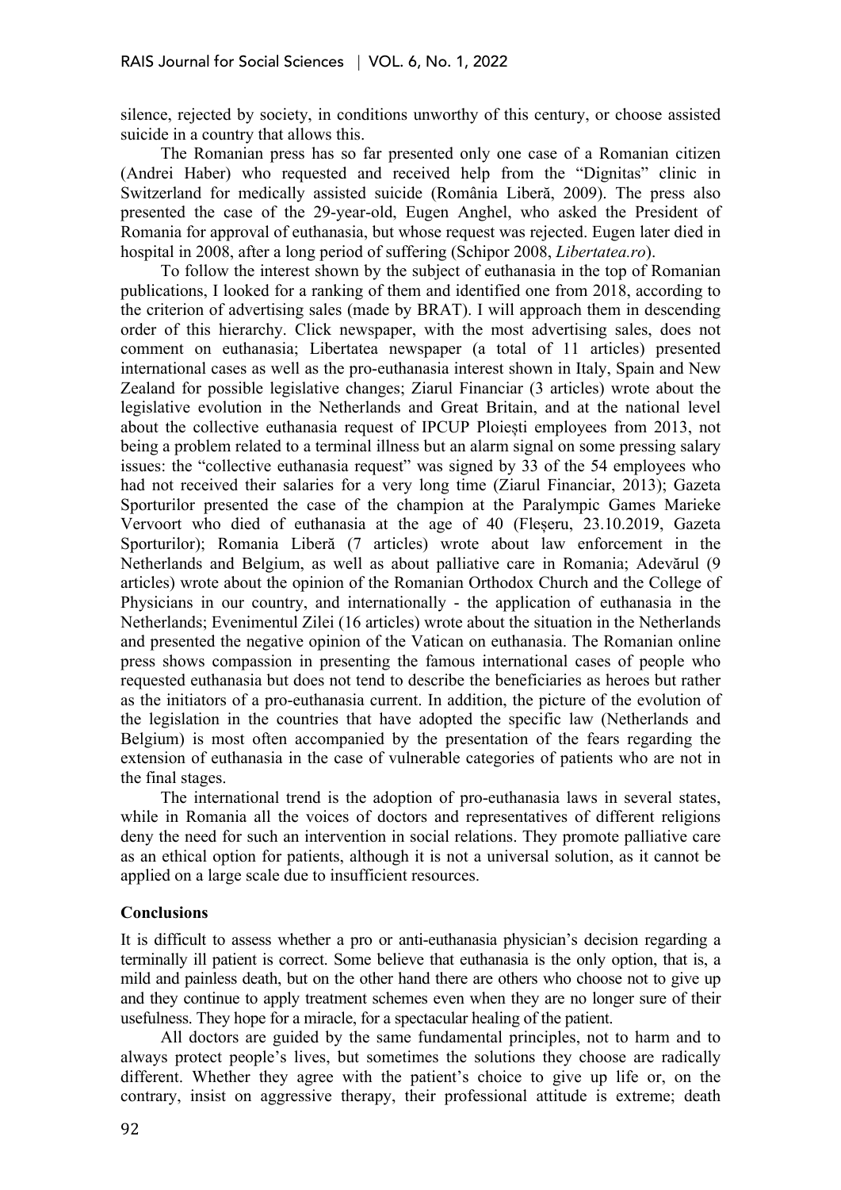silence, rejected by society, in conditions unworthy of this century, or choose assisted suicide in a country that allows this.

The Romanian press has so far presented only one case of a Romanian citizen (Andrei Haber) who requested and received help from the "Dignitas" clinic in Switzerland for medically assisted suicide (România Liberă, 2009). The press also presented the case of the 29-year-old, Eugen Anghel, who asked the President of Romania for approval of euthanasia, but whose request was rejected. Eugen later died in hospital in 2008, after a long period of suffering (Schipor 2008, *Libertatea.ro*).

To follow the interest shown by the subject of euthanasia in the top of Romanian publications, I looked for a ranking of them and identified one from 2018, according to the criterion of advertising sales (made by BRAT). I will approach them in descending order of this hierarchy. Click newspaper, with the most advertising sales, does not comment on euthanasia; Libertatea newspaper (a total of 11 articles) presented international cases as well as the pro-euthanasia interest shown in Italy, Spain and New Zealand for possible legislative changes; Ziarul Financiar (3 articles) wrote about the legislative evolution in the Netherlands and Great Britain, and at the national level about the collective euthanasia request of IPCUP Ploiești employees from 2013, not being a problem related to a terminal illness but an alarm signal on some pressing salary issues: the "collective euthanasia request" was signed by 33 of the 54 employees who had not received their salaries for a very long time (Ziarul Financiar, 2013); Gazeta Sporturilor presented the case of the champion at the Paralympic Games Marieke Vervoort who died of euthanasia at the age of 40 (Fleșeru, 23.10.2019, Gazeta Sporturilor); Romania Liberă (7 articles) wrote about law enforcement in the Netherlands and Belgium, as well as about palliative care in Romania; Adevărul (9 articles) wrote about the opinion of the Romanian Orthodox Church and the College of Physicians in our country, and internationally - the application of euthanasia in the Netherlands; Evenimentul Zilei (16 articles) wrote about the situation in the Netherlands and presented the negative opinion of the Vatican on euthanasia. The Romanian online press shows compassion in presenting the famous international cases of people who requested euthanasia but does not tend to describe the beneficiaries as heroes but rather as the initiators of a pro-euthanasia current. In addition, the picture of the evolution of the legislation in the countries that have adopted the specific law (Netherlands and Belgium) is most often accompanied by the presentation of the fears regarding the extension of euthanasia in the case of vulnerable categories of patients who are not in the final stages.

The international trend is the adoption of pro-euthanasia laws in several states, while in Romania all the voices of doctors and representatives of different religions deny the need for such an intervention in social relations. They promote palliative care as an ethical option for patients, although it is not a universal solution, as it cannot be applied on a large scale due to insufficient resources.

## Conclusions

It is difficult to assess whether a pro or anti-euthanasia physician's decision regarding a terminally ill patient is correct. Some believe that euthanasia is the only option, that is, a mild and painless death, but on the other hand there are others who choose not to give up and they continue to apply treatment schemes even when they are no longer sure of their usefulness. They hope for a miracle, for a spectacular healing of the patient.

All doctors are guided by the same fundamental principles, not to harm and to always protect people's lives, but sometimes the solutions they choose are radically different. Whether they agree with the patient's choice to give up life or, on the contrary, insist on aggressive therapy, their professional attitude is extreme; death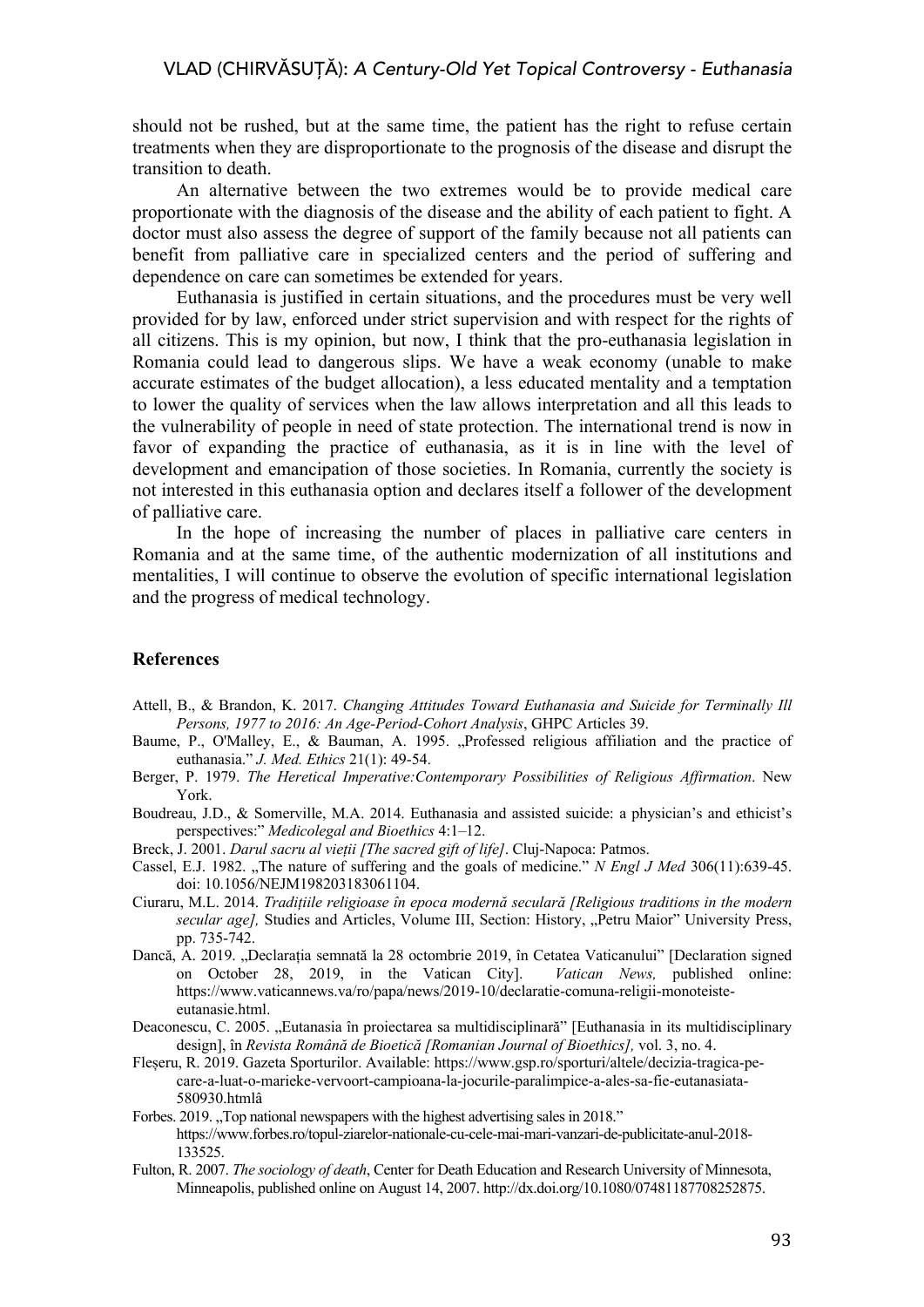should not be rushed, but at the same time, the patient has the right to refuse certain treatments when they are disproportionate to the prognosis of the disease and disrupt the transition to death.

An alternative between the two extremes would be to provide medical care proportionate with the diagnosis of the disease and the ability of each patient to fight. A doctor must also assess the degree of support of the family because not all patients can benefit from palliative care in specialized centers and the period of suffering and dependence on care can sometimes be extended for years.

Euthanasia is justified in certain situations, and the procedures must be very well provided for by law, enforced under strict supervision and with respect for the rights of all citizens. This is my opinion, but now, I think that the pro-euthanasia legislation in Romania could lead to dangerous slips. We have a weak economy (unable to make accurate estimates of the budget allocation), a less educated mentality and a temptation to lower the quality of services when the law allows interpretation and all this leads to the vulnerability of people in need of state protection. The international trend is now in favor of expanding the practice of euthanasia, as it is in line with the level of development and emancipation of those societies. In Romania, currently the society is not interested in this euthanasia option and declares itself a follower of the development of palliative care.

In the hope of increasing the number of places in palliative care centers in Romania and at the same time, of the authentic modernization of all institutions and mentalities, I will continue to observe the evolution of specific international legislation and the progress of medical technology.

## References

Attell, B., & Brandon, K. 2017. *Changing Attitudes Toward Euthanasia and Suicide for Terminally Ill Persons, 1977 to 2016: An Age-Period-Cohort Analysis*, GHPC Articles 39.

Baume, P., O'Malley, E., & Bauman, A. 1995. „Professed religious affiliation and the practice of euthanasia." *J. Med. Ethics* 21(1): 49-54.

Berger, P. 1979. *The Heretical Imperative:Contemporary Possibilities of Religious Affirmation*. New York.

Boudreau, J.D., & Somerville, M.A. 2014. Euthanasia and assisted suicide: a physician's and ethicist's perspectives:" *Medicolegal and Bioethics* 4:1–12.

Breck, J. 2001. *Darul sacru al vieții [The sacred gift of life]*. Cluj-Napoca: Patmos.

Cassel, E.J. 1982. „The nature of suffering and the goals of medicine." *N Engl J Med* 306(11):639-45. doi: 10.1056/NEJM198203183061104.

Ciuraru, M.L. 2014. *Tradițiile religioase în epoca modernă seculară [Religious traditions in the modern secular age],* Studies and Articles, Volume III, Section: History, „Petru Maior" University Press, pp. 735-742.

Dancă, A. 2019. „Declarația semnată la 28 octombrie 2019, în Cetatea Vaticanului" [Declaration signed on October 28, 2019, in the Vatican City]. *Vatican News,* published online: https://www.vaticannews.va/ro/papa/news/2019-10/declaratie-comuna-religii-monoteiste-eutanasie.html.

Deaconescu, C. 2005. „Eutanasia în proiectarea sa multidisciplinară" [Euthanasia in its multidisciplinary design], în *Revista Română de Bioetică [Romanian Journal of Bioethics],* vol. 3, no. 4.

Fleșeru, R. 2019. Gazeta Sporturilor. Available: https://www.gsp.ro/sporturi/altele/decizia-tragica-pe-care-a-luat-o-marieke-vervoort-campioana-la-jocurile-paralimpice-a-ales-sa-fie-eutanasiata-580930.htmlâ

Forbes. 2019. „Top national newspapers with the highest advertising sales in 2018." https://www.forbes.ro/topul-ziarelor-nationale-cu-cele-mai-mari-vanzari-de-publicitate-anul-2018-133525.

Fulton, R. 2007. *The sociology of death*, Center for Death Education and Research University of Minnesota, Minneapolis, published online on August 14, 2007. http://dx.doi.org/10.1080/07481187708252875.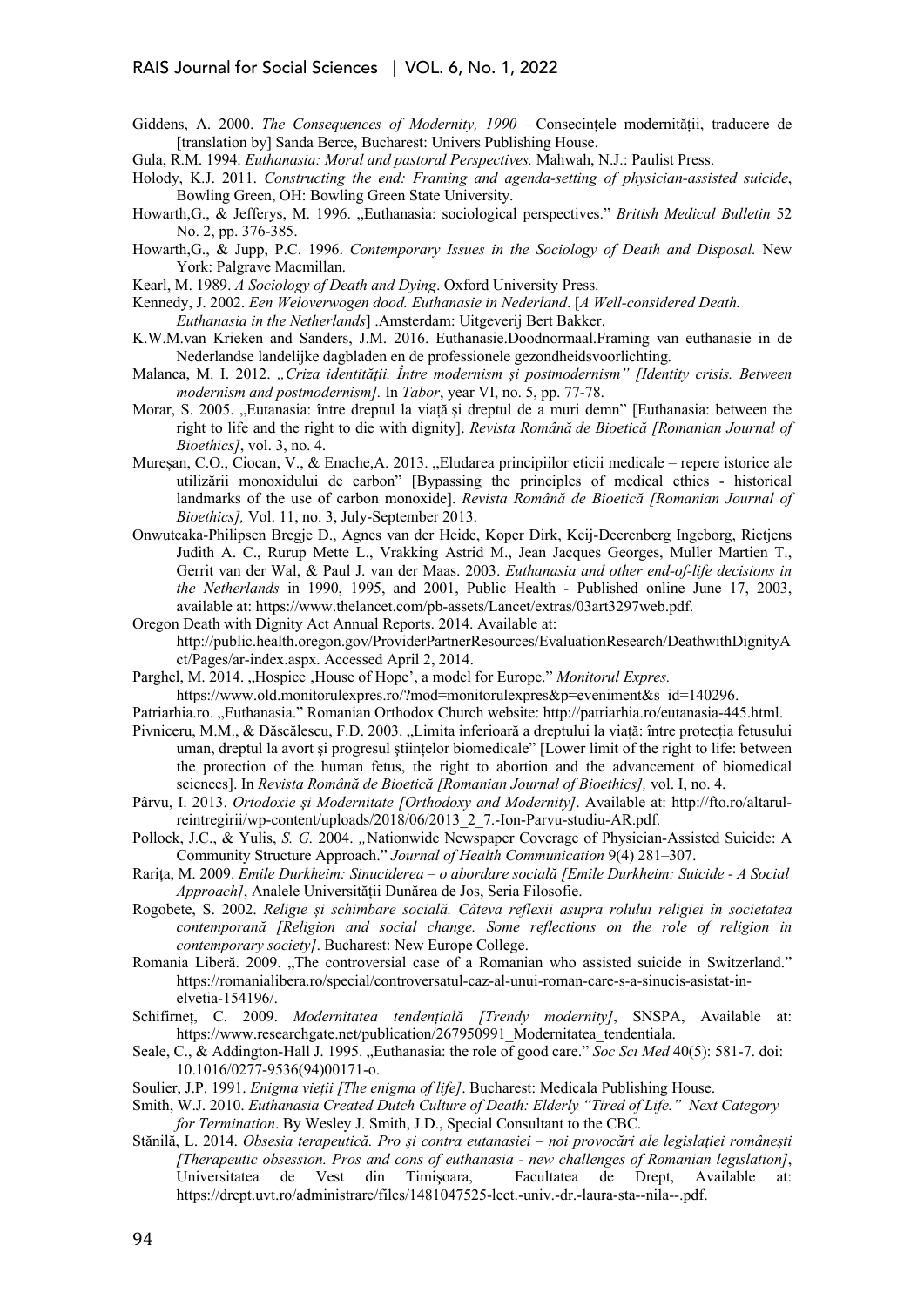Giddens, A. 2000. *The Consequences of Modernity, 1990* – Consecințele modernității, traducere de [translation by] Sanda Berce, Bucharest: Univers Publishing House.

Gula, R.M. 1994. *Euthanasia: Moral and pastoral Perspectives.* Mahwah, N.J.: Paulist Press.

Holody, K.J. 2011. *Constructing the end: Framing and agenda-setting of physician-assisted suicide*, Bowling Green, OH: Bowling Green State University.

Howarth,G., & Jefferys, M. 1996. „Euthanasia: sociological perspectives." *British Medical Bulletin* 52 No. 2, pp. 376-385.

Howarth,G., & Jupp, P.C. 1996. *Contemporary Issues in the Sociology of Death and Disposal.* New York: Palgrave Macmillan.

Kearl, M. 1989. *A Sociology of Death and Dying*. Oxford University Press.

Kennedy, J. 2002. *Een Weloverwogen dood. Euthanasie in Nederland*. [*A Well-considered Death. Euthanasia in the Netherlands*] .Amsterdam: Uitgeverij Bert Bakker.

K.W.M.van Krieken and Sanders, J.M. 2016. Euthanasie.Doodnormaal.Framing van euthanasie in de Nederlandse landelijke dagbladen en de professionele gezondheidsvoorlichting.

Malanca, M. I. 2012. *„Criza identității. Între modernism și postmodernism" [Identity crisis. Between modernism and postmodernism].* In *Tabor*, year VI, no. 5, pp. 77-78.

Morar, S. 2005. „Eutanasia: între dreptul la viață și dreptul de a muri demn" [Euthanasia: between the right to life and the right to die with dignity]. *Revista Română de Bioetică [Romanian Journal of Bioethics]*, vol. 3, no. 4.

Mureșan, C.O., Ciocan, V., & Enache,A. 2013. „Eludarea principiilor eticii medicale – repere istorice ale utilizării monoxidului de carbon" [Bypassing the principles of medical ethics - historical landmarks of the use of carbon monoxide]. *Revista Română de Bioetică [Romanian Journal of Bioethics],* Vol. 11, no. 3, July-September 2013.

Onwuteaka-Philipsen Bregje D., Agnes van der Heide, Koper Dirk, Keij-Deerenberg Ingeborg, Rietjens Judith A. C., Rurup Mette L., Vrakking Astrid M., Jean Jacques Georges, Muller Martien T., Gerrit van der Wal, & Paul J. van der Maas. 2003. *Euthanasia and other end-of-life decisions in the Netherlands* in 1990, 1995, and 2001, Public Health - Published online June 17, 2003, available at: https://www.thelancet.com/pb-assets/Lancet/extras/03art3297web.pdf.

Oregon Death with Dignity Act Annual Reports. 2014. Available at: http://public.health.oregon.gov/ProviderPartnerResources/EvaluationResearch/DeathwithDignityAct/Pages/ar-index.aspx. Accessed April 2, 2014.

Parghel, M. 2014. „Hospice ‚House of Hope', a model for Europe." *Monitorul Expres.* https://www.old.monitorulexpres.ro/?mod=monitorulexpres&p=eveniment&s_id=140296.

Patriarhia.ro. „Euthanasia." Romanian Orthodox Church website: http://patriarhia.ro/eutanasia-445.html.

Pivniceru, M.M., & Dăscălescu, F.D. 2003. „Limita inferioară a dreptului la viață: între protecția fetusului uman, dreptul la avort și progresul științelor biomedicale" [Lower limit of the right to life: between the protection of the human fetus, the right to abortion and the advancement of biomedical sciences]. In *Revista Română de Bioetică [Romanian Journal of Bioethics],* vol. I, no. 4.

Pârvu, I. 2013. *Ortodoxie și Modernitate [Orthodoxy and Modernity]*. Available at: http://fto.ro/altarul-reintregirii/wp-content/uploads/2018/06/2013_2_7.-Ion-Parvu-studiu-AR.pdf.

Pollock, J.C., & Yulis, *S. G.* 2004. *„*Nationwide Newspaper Coverage of Physician-Assisted Suicide: A Community Structure Approach." *Journal of Health Communication* 9(4) 281–307.

Rarița, M. 2009. *Emile Durkheim: Sinuciderea – o abordare socială [Emile Durkheim: Suicide - A Social Approach]*, Analele Universității Dunărea de Jos, Seria Filosofie.

Rogobete, S. 2002. *Religie și schimbare socială. Câteva reflexii asupra rolului religiei în societatea contemporană [Religion and social change. Some reflections on the role of religion in contemporary society]*. Bucharest: New Europe College.

Romania Liberă. 2009. „The controversial case of a Romanian who assisted suicide in Switzerland." https://romanialibera.ro/special/controversatul-caz-al-unui-roman-care-s-a-sinucis-asistat-in-elvetia-154196/.

Schifirneț, C. 2009. *Modernitatea tendențială [Trendy modernity]*, SNSPA, Available at: https://www.researchgate.net/publication/267950991_Modernitatea_tendentiala.

Seale, C., & Addington-Hall J. 1995. „Euthanasia: the role of good care." *Soc Sci Med* 40(5): 581-7. doi: 10.1016/0277-9536(94)00171-o.

Soulier, J.P. 1991. *Enigma vieții [The enigma of life]*. Bucharest: Medicala Publishing House.

Smith, W.J. 2010. *Euthanasia Created Dutch Culture of Death: Elderly "Tired of Life." Next Category for Termination*. By Wesley J. Smith, J.D., Special Consultant to the CBC.

Stănilă, L. 2014. *Obsesia terapeutică. Pro și contra eutanasiei – noi provocări ale legislației românești [Therapeutic obsession. Pros and cons of euthanasia - new challenges of Romanian legislation]*, Universitatea de Vest din Timișoara, Facultatea de Drept, Available at: https://drept.uvt.ro/administrare/files/1481047525-lect.-univ.-dr.-laura-sta--nila--.pdf.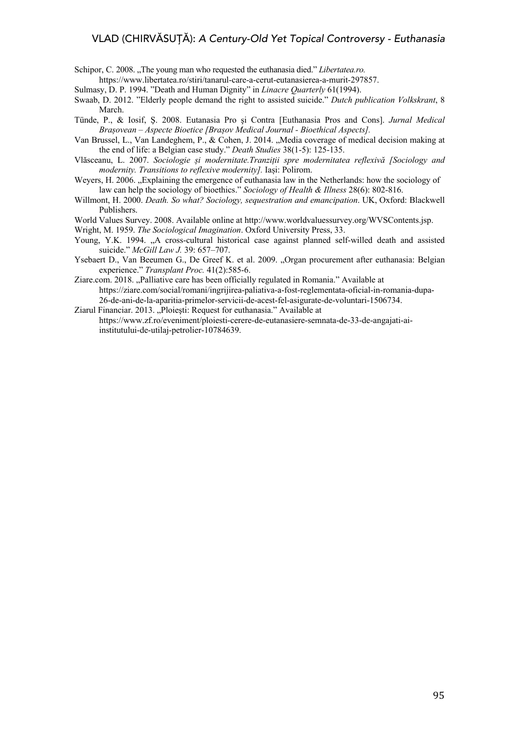Schipor, C. 2008. „The young man who requested the euthanasia died." *Libertatea.ro.* https://www.libertatea.ro/stiri/tanarul-care-a-cerut-eutanasierea-a-murit-297857.

Sulmasy, D. P. 1994. "Death and Human Dignity" in *Linacre Quarterly* 61(1994).

Swaab, D. 2012. "Elderly people demand the right to assisted suicide." *Dutch publication Volkskrant*, 8 March.

Tünde, P., & Iosif, Ş. 2008. Eutanasia Pro şi Contra [Euthanasia Pros and Cons]. *Jurnal Medical Brașovean – Aspecte Bioetice [Brașov Medical Journal - Bioethical Aspects].*

Van Brussel, L., Van Landeghem, P., & Cohen, J. 2014. „Media coverage of medical decision making at the end of life: a Belgian case study." *Death Studies* 38(1-5): 125-135.

Vlăsceanu, L. 2007. *Sociologie și modernitate.Tranziții spre modernitatea reflexivă [Sociology and modernity. Transitions to reflexive modernity].* Iași: Polirom.

Weyers, H. 2006. „Explaining the emergence of euthanasia law in the Netherlands: how the sociology of law can help the sociology of bioethics." *Sociology of Health & Illness* 28(6): 802-816.

Willmont, H. 2000. *Death. So what? Sociology, sequestration and emancipation*. UK, Oxford: Blackwell Publishers.

World Values Survey. 2008. Available online at http://www.worldvaluessurvey.org/WVSContents.jsp.

Wright, M. 1959. *The Sociological Imagination*. Oxford University Press, 33.

Young, Y.K. 1994. „A cross-cultural historical case against planned self-willed death and assisted suicide." *McGill Law J.* 39: 657–707.

Ysebaert D., Van Beeumen G., De Greef K. et al. 2009. „Organ procurement after euthanasia: Belgian experience." *Transplant Proc.* 41(2):585-6.

Ziare.com. 2018. „Palliative care has been officially regulated in Romania." Available at https://ziare.com/social/romani/ingrijirea-paliativa-a-fost-reglementata-oficial-in-romania-dupa-26-de-ani-de-la-aparitia-primelor-servicii-de-acest-fel-asigurate-de-voluntari-1506734.

Ziarul Financiar. 2013. „Ploieşti: Request for euthanasia." Available at https://www.zf.ro/eveniment/ploiesti-cerere-de-eutanasiere-semnata-de-33-de-angajati-ai-institutului-de-utilaj-petrolier-10784639.